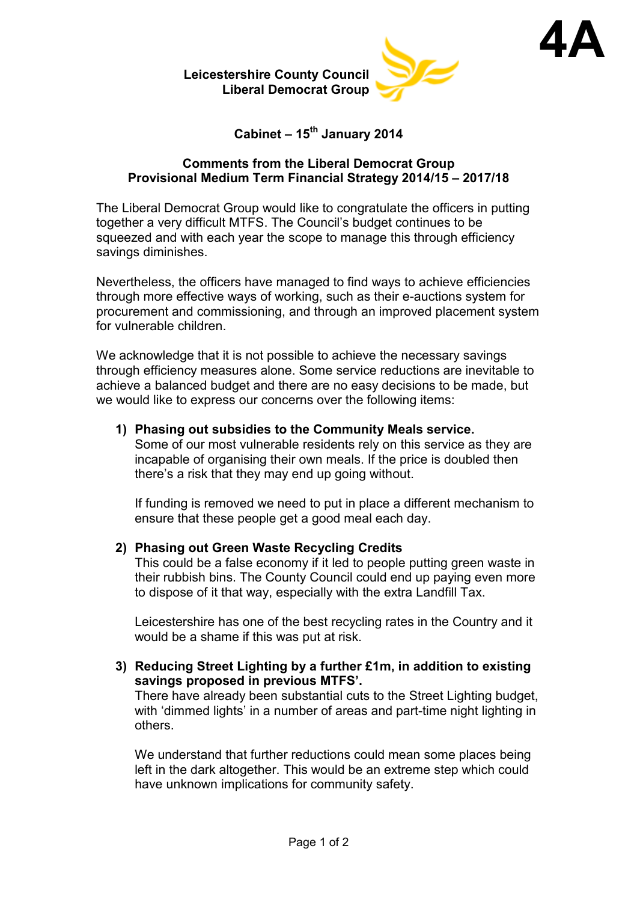**4A**

**Leicestershire County Council**
**Liberal Democrat Group**

## Cabinet – 15th January 2014

### Comments from the Liberal Democrat Group
### Provisional Medium Term Financial Strategy 2014/15 – 2017/18

The Liberal Democrat Group would like to congratulate the officers in putting together a very difficult MTFS. The Council's budget continues to be squeezed and with each year the scope to manage this through efficiency savings diminishes.

Nevertheless, the officers have managed to find ways to achieve efficiencies through more effective ways of working, such as their e-auctions system for procurement and commissioning, and through an improved placement system for vulnerable children.

We acknowledge that it is not possible to achieve the necessary savings through efficiency measures alone. Some service reductions are inevitable to achieve a balanced budget and there are no easy decisions to be made, but we would like to express our concerns over the following items:

1) **Phasing out subsidies to the Community Meals service.**
   Some of our most vulnerable residents rely on this service as they are incapable of organising their own meals. If the price is doubled then there's a risk that they may end up going without.

   If funding is removed we need to put in place a different mechanism to ensure that these people get a good meal each day.

2) **Phasing out Green Waste Recycling Credits**
   This could be a false economy if it led to people putting green waste in their rubbish bins. The County Council could end up paying even more to dispose of it that way, especially with the extra Landfill Tax.

   Leicestershire has one of the best recycling rates in the Country and it would be a shame if this was put at risk.

3) **Reducing Street Lighting by a further £1m, in addition to existing savings proposed in previous MTFS'.**
   There have already been substantial cuts to the Street Lighting budget, with 'dimmed lights' in a number of areas and part-time night lighting in others.

   We understand that further reductions could mean some places being left in the dark altogether. This would be an extreme step which could have unknown implications for community safety.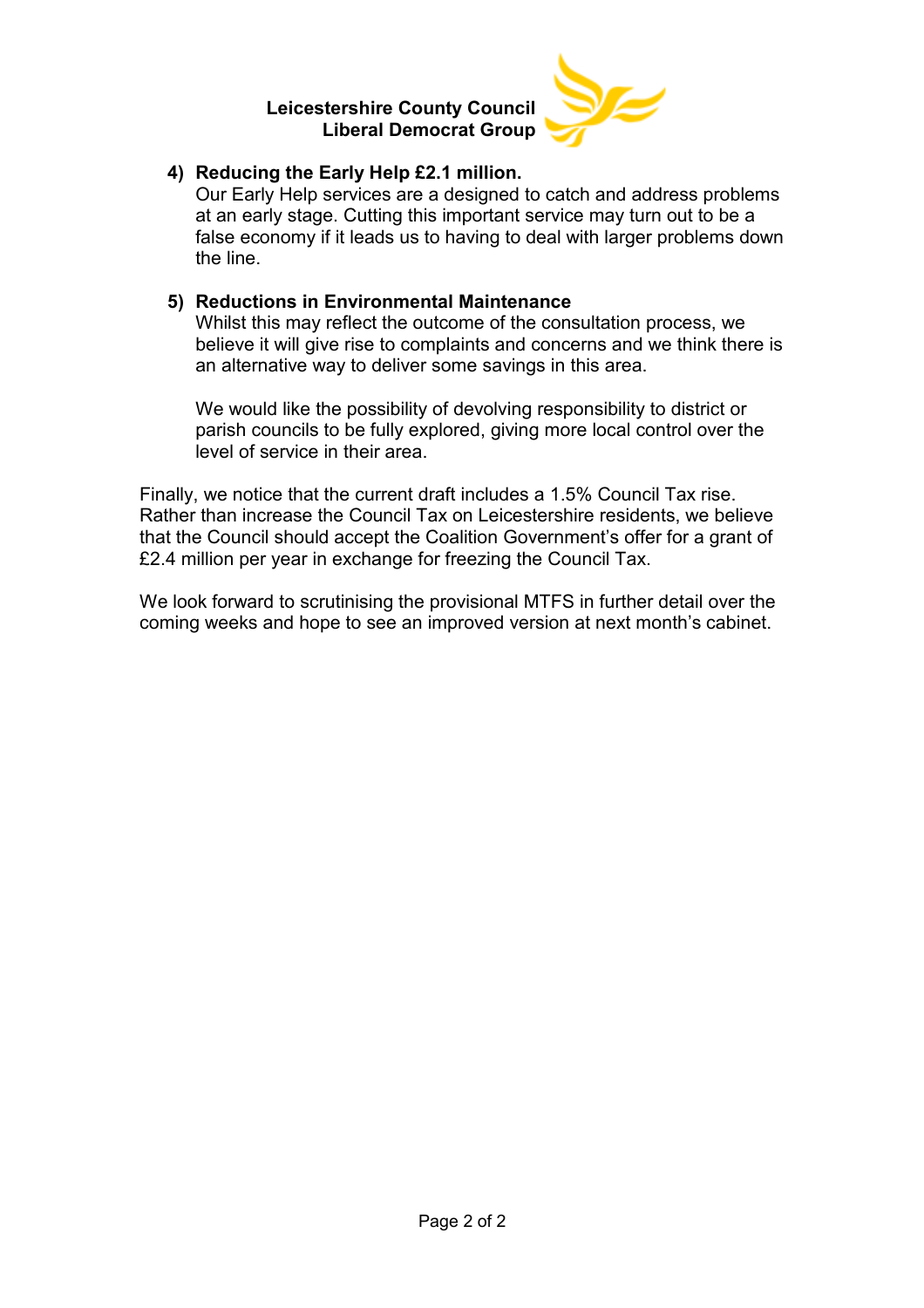**Leicestershire County Council**
**Liberal Democrat Group**

4) **Reducing the Early Help £2.1 million.**
   Our Early Help services are a designed to catch and address problems at an early stage. Cutting this important service may turn out to be a false economy if it leads us to having to deal with larger problems down the line.

5) **Reductions in Environmental Maintenance**
   Whilst this may reflect the outcome of the consultation process, we believe it will give rise to complaints and concerns and we think there is an alternative way to deliver some savings in this area.

   We would like the possibility of devolving responsibility to district or parish councils to be fully explored, giving more local control over the level of service in their area.

Finally, we notice that the current draft includes a 1.5% Council Tax rise. Rather than increase the Council Tax on Leicestershire residents, we believe that the Council should accept the Coalition Government's offer for a grant of £2.4 million per year in exchange for freezing the Council Tax.

We look forward to scrutinising the provisional MTFS in further detail over the coming weeks and hope to see an improved version at next month's cabinet.